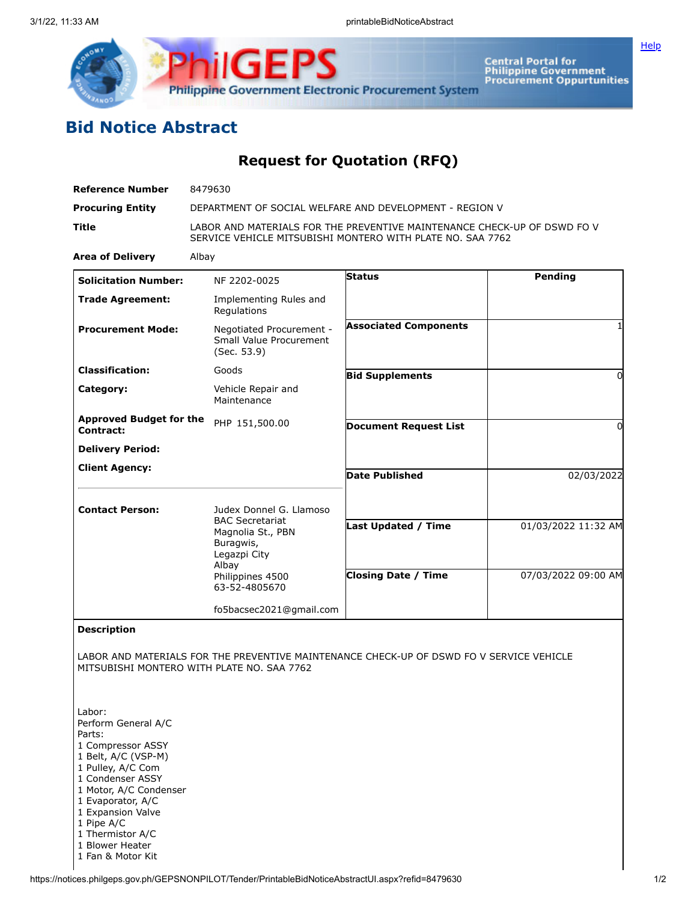# Bid Notice Abstract

## Request for Quotation (RFQ)

| | |
|---|---|
| **Reference Number** | 8479630 |
| **Procuring Entity** | DEPARTMENT OF SOCIAL WELFARE AND DEVELOPMENT - REGION V |
| **Title** | LABOR AND MATERIALS FOR THE PREVENTIVE MAINTENANCE CHECK-UP OF DSWD FO V SERVICE VEHICLE MITSUBISHI MONTERO WITH PLATE NO. SAA 7762 |
| **Area of Delivery** | Albay |

| | | | |
|---|---|---|---|
| **Solicitation Number:** | NF 2202-0025 | **Status** | Pending |
| **Trade Agreement:** | Implementing Rules and Regulations | | |
| **Procurement Mode:** | Negotiated Procurement - Small Value Procurement (Sec. 53.9) | **Associated Components** | 1 |
| **Classification:** | Goods | **Bid Supplements** | 0 |
| **Category:** | Vehicle Repair and Maintenance | | |
| **Approved Budget for the Contract:** | PHP 151,500.00 | **Document Request List** | 0 |
| **Delivery Period:** | | | |
| **Client Agency:** | | **Date Published** | 02/03/2022 |
| **Contact Person:** | Judex Donnel G. Llamoso<br>BAC Secretariat<br>Magnolia St., PBN<br>Buragwis,<br>Legazpi City<br>Albay<br>Philippines 4500<br>63-52-4805670<br><br>fo5bacsec2021@gmail.com | **Last Updated / Time** | 01/03/2022 11:32 AM |
| | | **Closing Date / Time** | 07/03/2022 09:00 AM |

**Description**

LABOR AND MATERIALS FOR THE PREVENTIVE MAINTENANCE CHECK-UP OF DSWD FO V SERVICE VEHICLE MITSUBISHI MONTERO WITH PLATE NO. SAA 7762

Labor:
Perform General A/C
Parts:
1 Compressor ASSY
1 Belt, A/C (VSP-M)
1 Pulley, A/C Com
1 Condenser ASSY
1 Motor, A/C Condenser
1 Evaporator, A/C
1 Expansion Valve
1 Pipe A/C
1 Thermistor A/C
1 Blower Heater
1 Fan & Motor Kit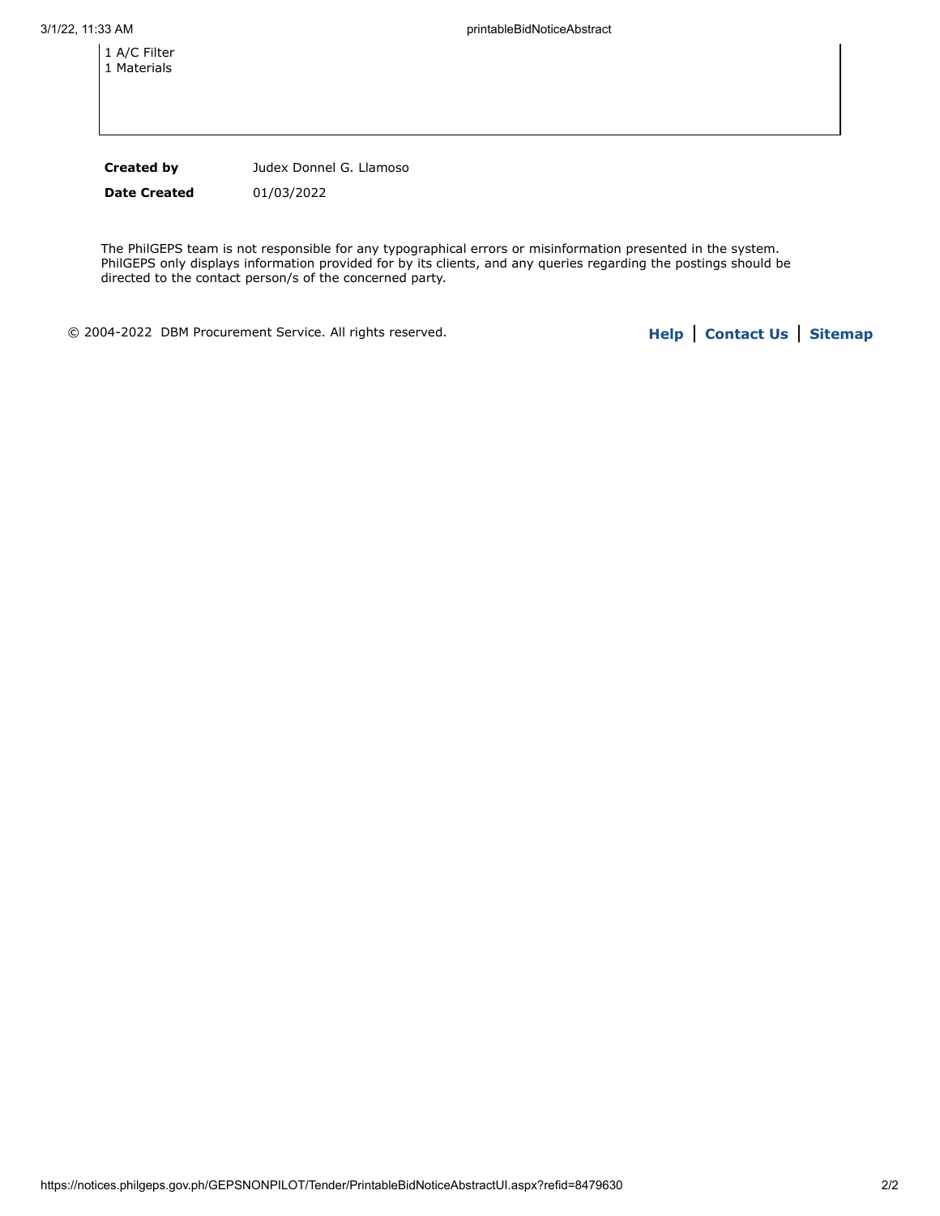1 A/C Filter
1 Materials

| | |
|---|---|
| **Created by** | Judex Donnel G. Llamoso |
| **Date Created** | 01/03/2022 |

The PhilGEPS team is not responsible for any typographical errors or misinformation presented in the system. PhilGEPS only displays information provided for by its clients, and any queries regarding the postings should be directed to the contact person/s of the concerned party.

© 2004-2022 DBM Procurement Service. All rights reserved.

**Help** | **Contact Us** | **Sitemap**